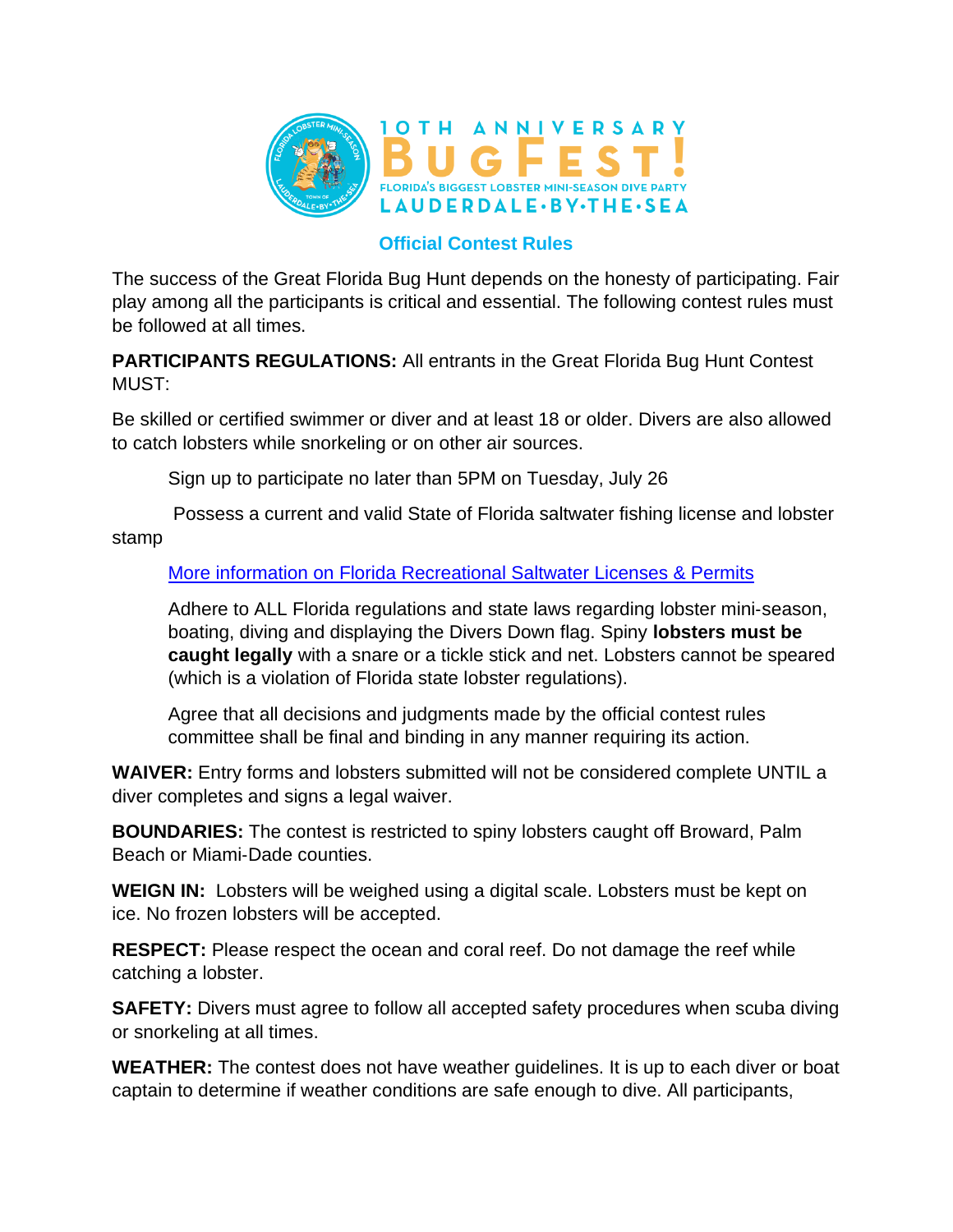10TH ANNIVERSARY

# BUGFEST!

FLORIDA'S BIGGEST LOBSTER MINI-SEASON DIVE PARTY

LAUDERDALE-BY-THE-SEA

## Official Contest Rules

The success of the Great Florida Bug Hunt depends on the honesty of participating. Fair play among all the participants is critical and essential. The following contest rules must be followed at all times.

**PARTICIPANTS REGULATIONS:** All entrants in the Great Florida Bug Hunt Contest MUST:

Be skilled or certified swimmer or diver and at least 18 or older. Divers are also allowed to catch lobsters while snorkeling or on other air sources.

Sign up to participate no later than 5PM on Tuesday, July 26

Possess a current and valid State of Florida saltwater fishing license and lobster stamp

More information on Florida Recreational Saltwater Licenses & Permits

Adhere to ALL Florida regulations and state laws regarding lobster mini-season, boating, diving and displaying the Divers Down flag. Spiny **lobsters must be caught legally** with a snare or a tickle stick and net. Lobsters cannot be speared (which is a violation of Florida state lobster regulations).

Agree that all decisions and judgments made by the official contest rules committee shall be final and binding in any manner requiring its action.

**WAIVER:** Entry forms and lobsters submitted will not be considered complete UNTIL a diver completes and signs a legal waiver.

**BOUNDARIES:** The contest is restricted to spiny lobsters caught off Broward, Palm Beach or Miami-Dade counties.

**WEIGN IN:** Lobsters will be weighed using a digital scale. Lobsters must be kept on ice. No frozen lobsters will be accepted.

**RESPECT:** Please respect the ocean and coral reef. Do not damage the reef while catching a lobster.

**SAFETY:** Divers must agree to follow all accepted safety procedures when scuba diving or snorkeling at all times.

**WEATHER:** The contest does not have weather guidelines. It is up to each diver or boat captain to determine if weather conditions are safe enough to dive. All participants,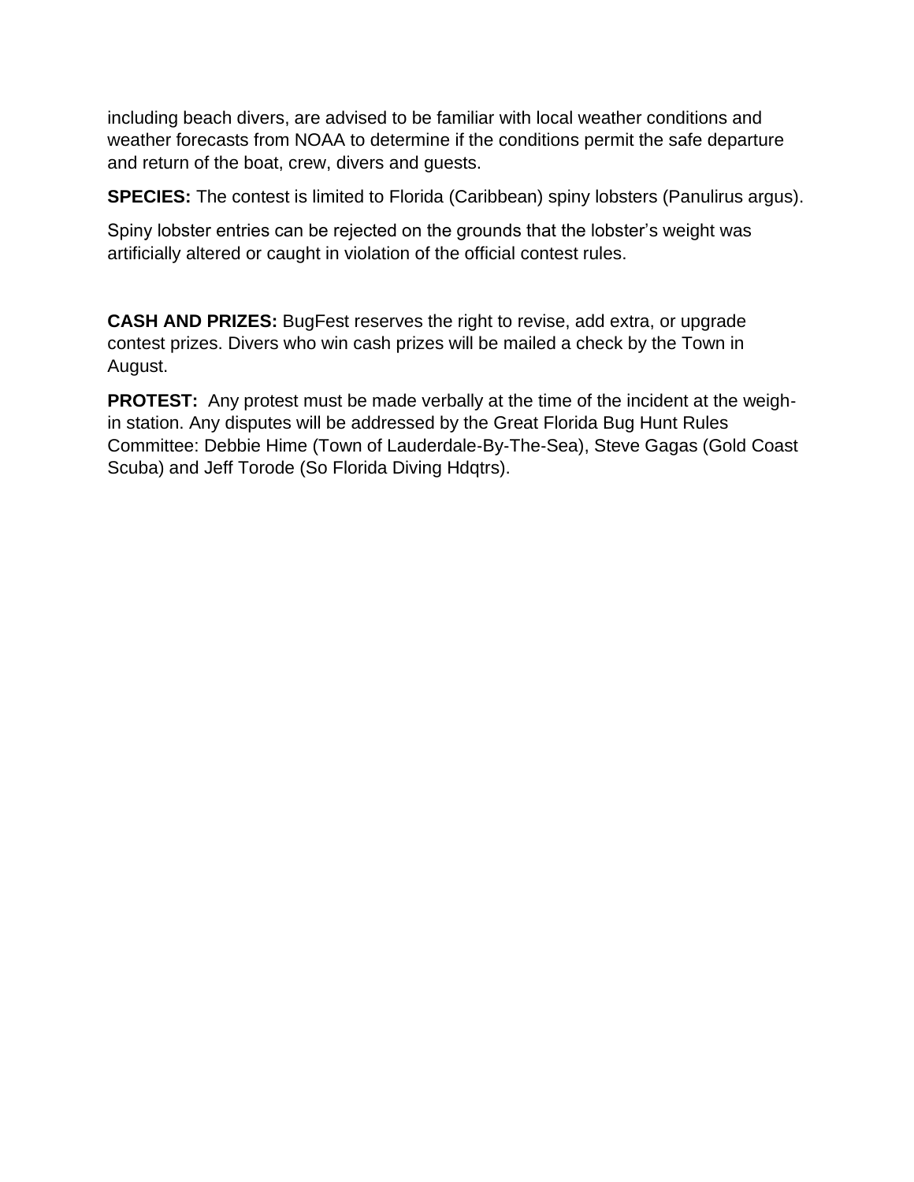including beach divers, are advised to be familiar with local weather conditions and weather forecasts from NOAA to determine if the conditions permit the safe departure and return of the boat, crew, divers and guests.

**SPECIES:** The contest is limited to Florida (Caribbean) spiny lobsters (Panulirus argus).

Spiny lobster entries can be rejected on the grounds that the lobster's weight was artificially altered or caught in violation of the official contest rules.

**CASH AND PRIZES:** BugFest reserves the right to revise, add extra, or upgrade contest prizes. Divers who win cash prizes will be mailed a check by the Town in August.

**PROTEST:** Any protest must be made verbally at the time of the incident at the weigh-in station. Any disputes will be addressed by the Great Florida Bug Hunt Rules Committee: Debbie Hime (Town of Lauderdale-By-The-Sea), Steve Gagas (Gold Coast Scuba) and Jeff Torode (So Florida Diving Hdqtrs).